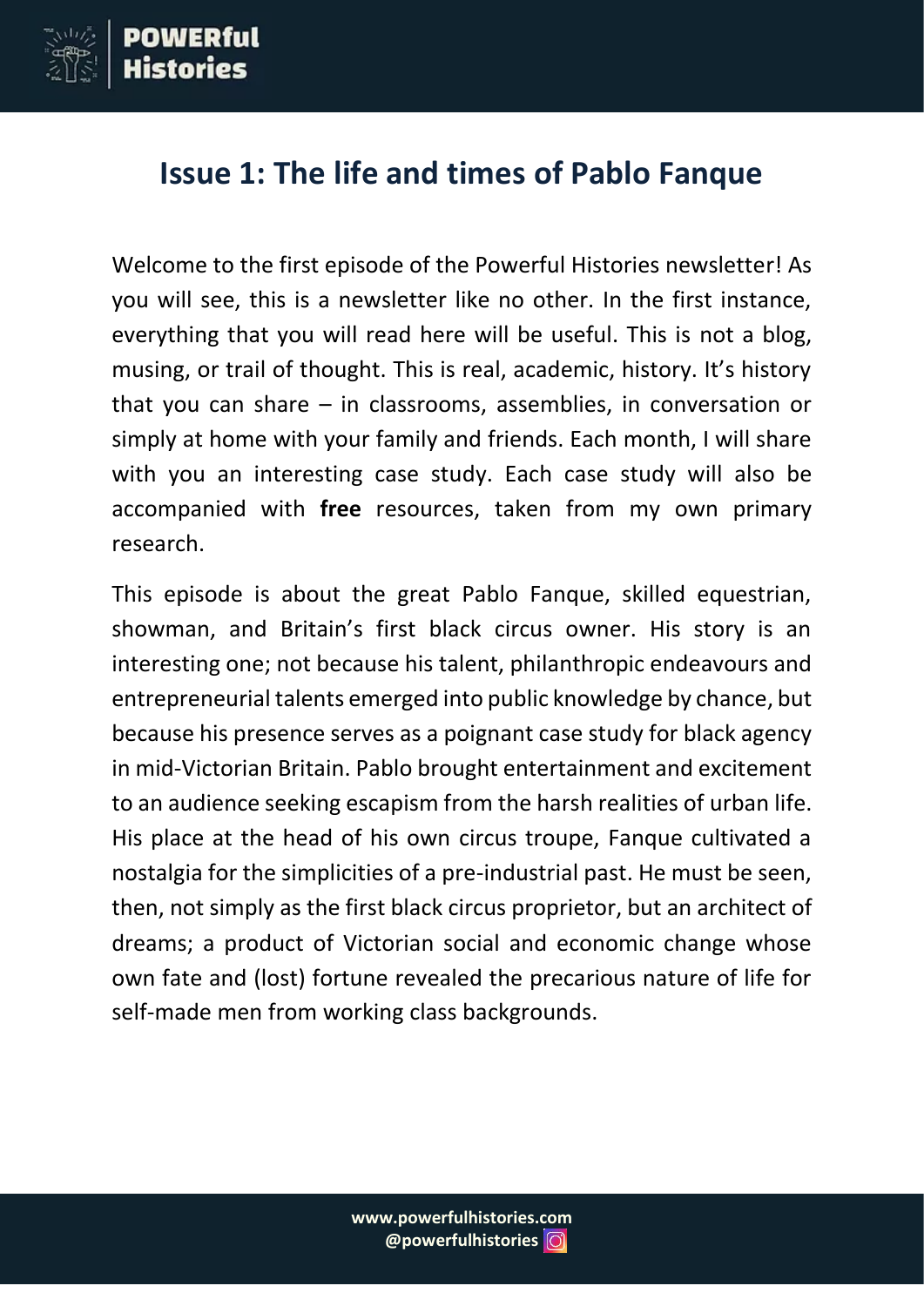# Issue 1: The life and times of Pablo Fanque

Welcome to the first episode of the Powerful Histories newsletter! As you will see, this is a newsletter like no other. In the first instance, everything that you will read here will be useful. This is not a blog, musing, or trail of thought. This is real, academic, history. It's history that you can share – in classrooms, assemblies, in conversation or simply at home with your family and friends. Each month, I will share with you an interesting case study. Each case study will also be accompanied with **free** resources, taken from my own primary research.

This episode is about the great Pablo Fanque, skilled equestrian, showman, and Britain's first black circus owner. His story is an interesting one; not because his talent, philanthropic endeavours and entrepreneurial talents emerged into public knowledge by chance, but because his presence serves as a poignant case study for black agency in mid-Victorian Britain. Pablo brought entertainment and excitement to an audience seeking escapism from the harsh realities of urban life. His place at the head of his own circus troupe, Fanque cultivated a nostalgia for the simplicities of a pre-industrial past. He must be seen, then, not simply as the first black circus proprietor, but an architect of dreams; a product of Victorian social and economic change whose own fate and (lost) fortune revealed the precarious nature of life for self-made men from working class backgrounds.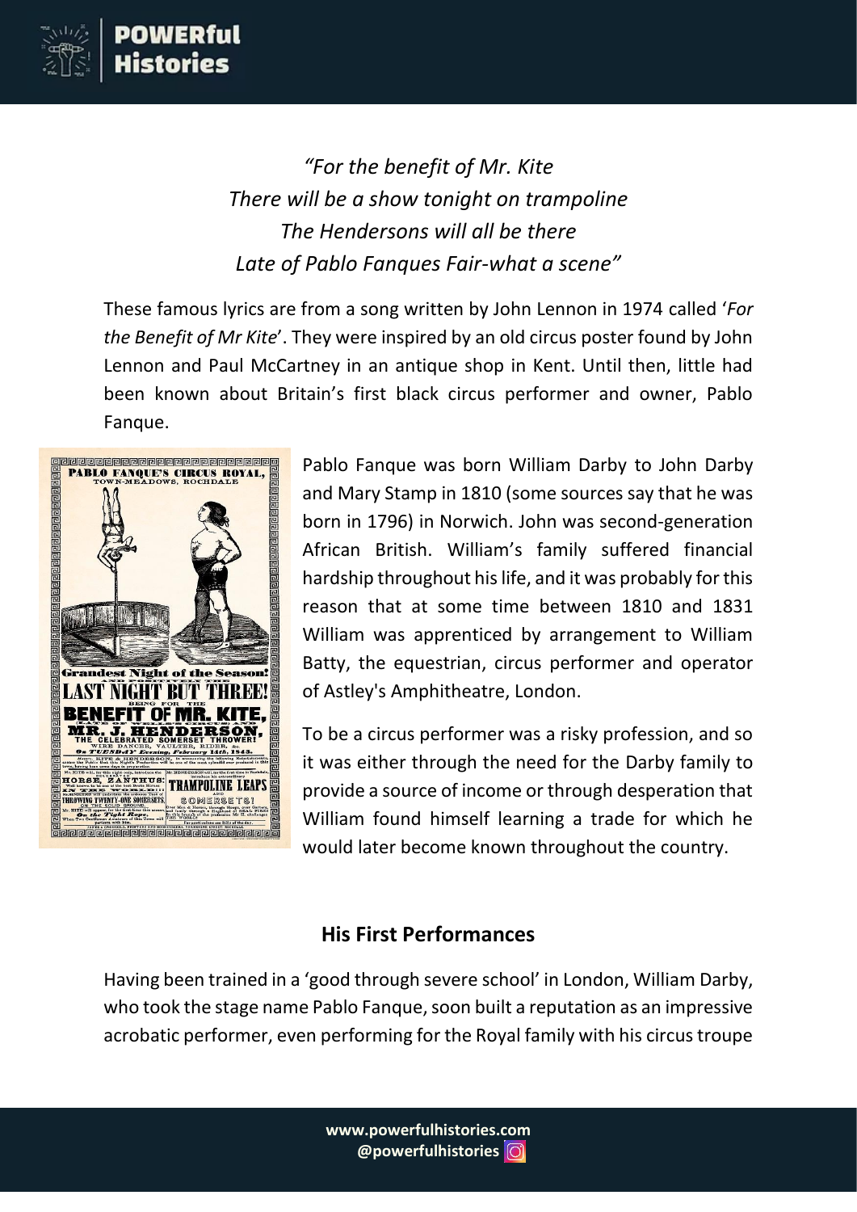*"For the benefit of Mr. Kite*
*There will be a show tonight on trampoline*
*The Hendersons will all be there*
*Late of Pablo Fanques Fair-what a scene"*

These famous lyrics are from a song written by John Lennon in 1974 called '*For the Benefit of Mr Kite*'. They were inspired by an old circus poster found by John Lennon and Paul McCartney in an antique shop in Kent. Until then, little had been known about Britain's first black circus performer and owner, Pablo Fanque.

Pablo Fanque was born William Darby to John Darby and Mary Stamp in 1810 (some sources say that he was born in 1796) in Norwich. John was second-generation African British. William's family suffered financial hardship throughout his life, and it was probably for this reason that at some time between 1810 and 1831 William was apprenticed by arrangement to William Batty, the equestrian, circus performer and operator of Astley's Amphitheatre, London.

To be a circus performer was a risky profession, and so it was either through the need for the Darby family to provide a source of income or through desperation that William found himself learning a trade for which he would later become known throughout the country.

## His First Performances

Having been trained in a 'good through severe school' in London, William Darby, who took the stage name Pablo Fanque, soon built a reputation as an impressive acrobatic performer, even performing for the Royal family with his circus troupe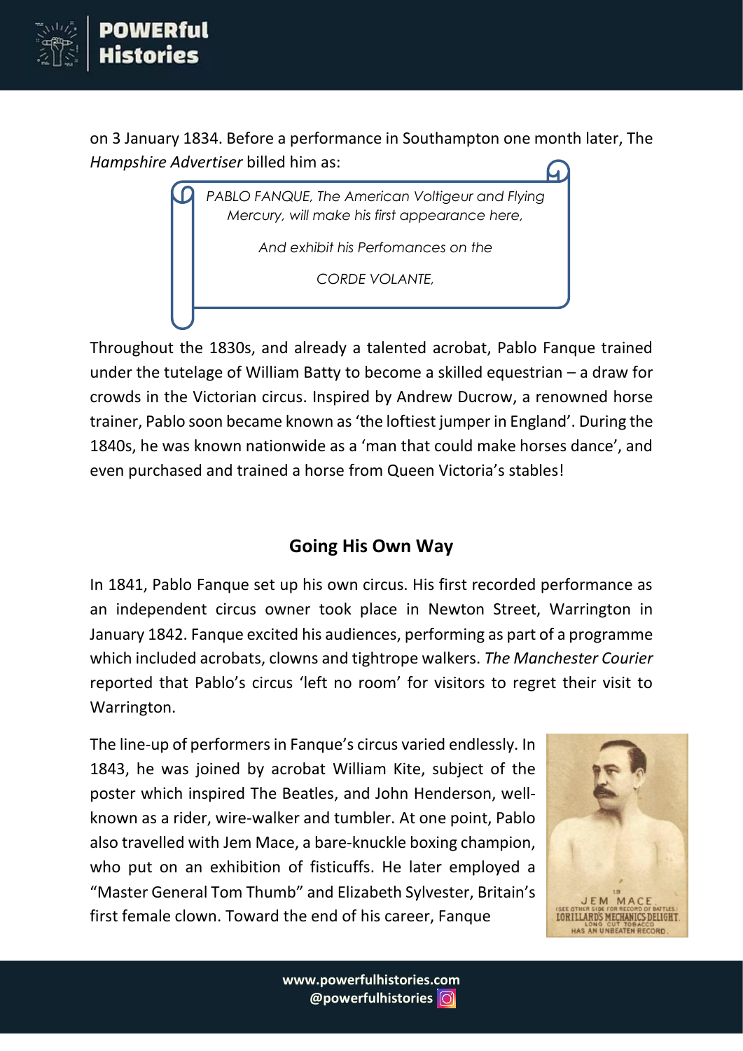on 3 January 1834. Before a performance in Southampton one month later, The *Hampshire Advertiser* billed him as:

> *PABLO FANQUE, The American Voltigeur and Flying Mercury, will make his first appearance here,*
>
> *And exhibit his Perfomances on the*
>
> *CORDE VOLANTE,*

Throughout the 1830s, and already a talented acrobat, Pablo Fanque trained under the tutelage of William Batty to become a skilled equestrian – a draw for crowds in the Victorian circus. Inspired by Andrew Ducrow, a renowned horse trainer, Pablo soon became known as 'the loftiest jumper in England'. During the 1840s, he was known nationwide as a 'man that could make horses dance', and even purchased and trained a horse from Queen Victoria's stables!

## Going His Own Way

In 1841, Pablo Fanque set up his own circus. His first recorded performance as an independent circus owner took place in Newton Street, Warrington in January 1842. Fanque excited his audiences, performing as part of a programme which included acrobats, clowns and tightrope walkers. *The Manchester Courier* reported that Pablo's circus 'left no room' for visitors to regret their visit to Warrington.

The line-up of performers in Fanque's circus varied endlessly. In 1843, he was joined by acrobat William Kite, subject of the poster which inspired The Beatles, and John Henderson, well-known as a rider, wire-walker and tumbler. At one point, Pablo also travelled with Jem Mace, a bare-knuckle boxing champion, who put on an exhibition of fisticuffs. He later employed a "Master General Tom Thumb" and Elizabeth Sylvester, Britain's first female clown. Toward the end of his career, Fanque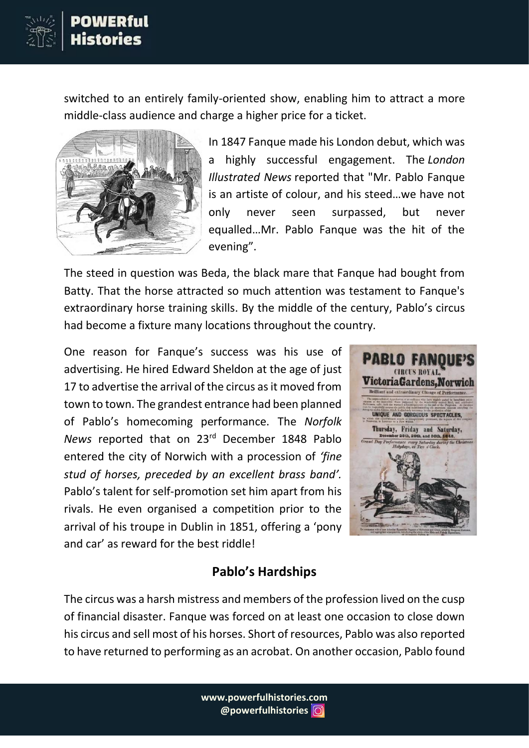switched to an entirely family-oriented show, enabling him to attract a more middle-class audience and charge a higher price for a ticket.

In 1847 Fanque made his London debut, which was a highly successful engagement. The *London Illustrated News* reported that "Mr. Pablo Fanque is an artiste of colour, and his steed…we have not only never seen surpassed, but never equalled…Mr. Pablo Fanque was the hit of the evening".

The steed in question was Beda, the black mare that Fanque had bought from Batty. That the horse attracted so much attention was testament to Fanque's extraordinary horse training skills. By the middle of the century, Pablo's circus had become a fixture many locations throughout the country.

One reason for Fanque's success was his use of advertising. He hired Edward Sheldon at the age of just 17 to advertise the arrival of the circus as it moved from town to town. The grandest entrance had been planned of Pablo's homecoming performance. The *Norfolk News* reported that on 23rd December 1848 Pablo entered the city of Norwich with a procession of *'fine stud of horses, preceded by an excellent brass band'.* Pablo's talent for self-promotion set him apart from his rivals. He even organised a competition prior to the arrival of his troupe in Dublin in 1851, offering a 'pony and car' as reward for the best riddle!

## Pablo's Hardships

The circus was a harsh mistress and members of the profession lived on the cusp of financial disaster. Fanque was forced on at least one occasion to close down his circus and sell most of his horses. Short of resources, Pablo was also reported to have returned to performing as an acrobat. On another occasion, Pablo found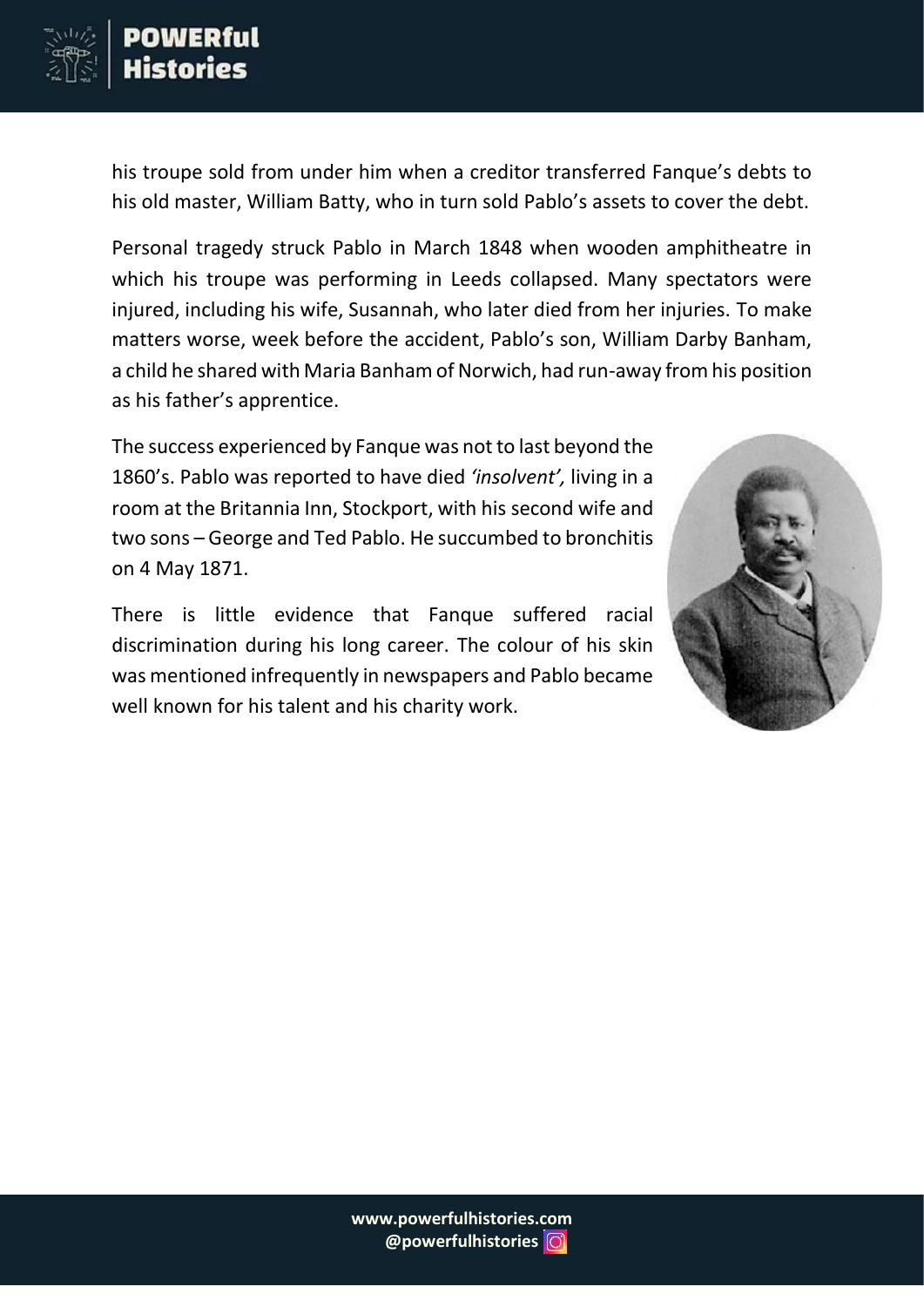his troupe sold from under him when a creditor transferred Fanque's debts to his old master, William Batty, who in turn sold Pablo's assets to cover the debt.

Personal tragedy struck Pablo in March 1848 when wooden amphitheatre in which his troupe was performing in Leeds collapsed. Many spectators were injured, including his wife, Susannah, who later died from her injuries. To make matters worse, week before the accident, Pablo's son, William Darby Banham, a child he shared with Maria Banham of Norwich, had run-away from his position as his father's apprentice.

The success experienced by Fanque was not to last beyond the 1860's. Pablo was reported to have died *'insolvent',* living in a room at the Britannia Inn, Stockport, with his second wife and two sons – George and Ted Pablo. He succumbed to bronchitis on 4 May 1871.

There is little evidence that Fanque suffered racial discrimination during his long career. The colour of his skin was mentioned infrequently in newspapers and Pablo became well known for his talent and his charity work.